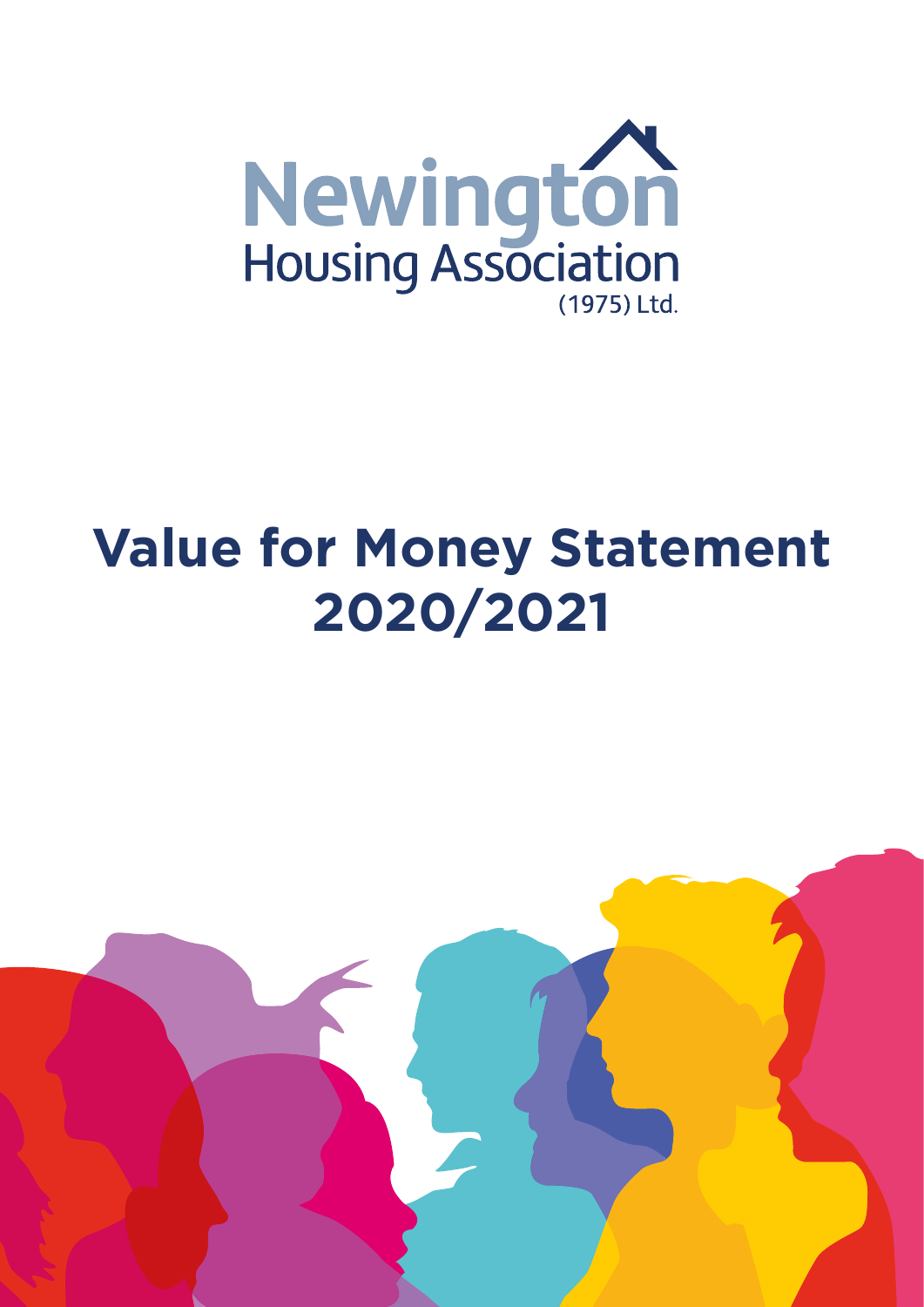Newington Housing Association (1975) Ltd.

# Value for Money Statement 2020/2021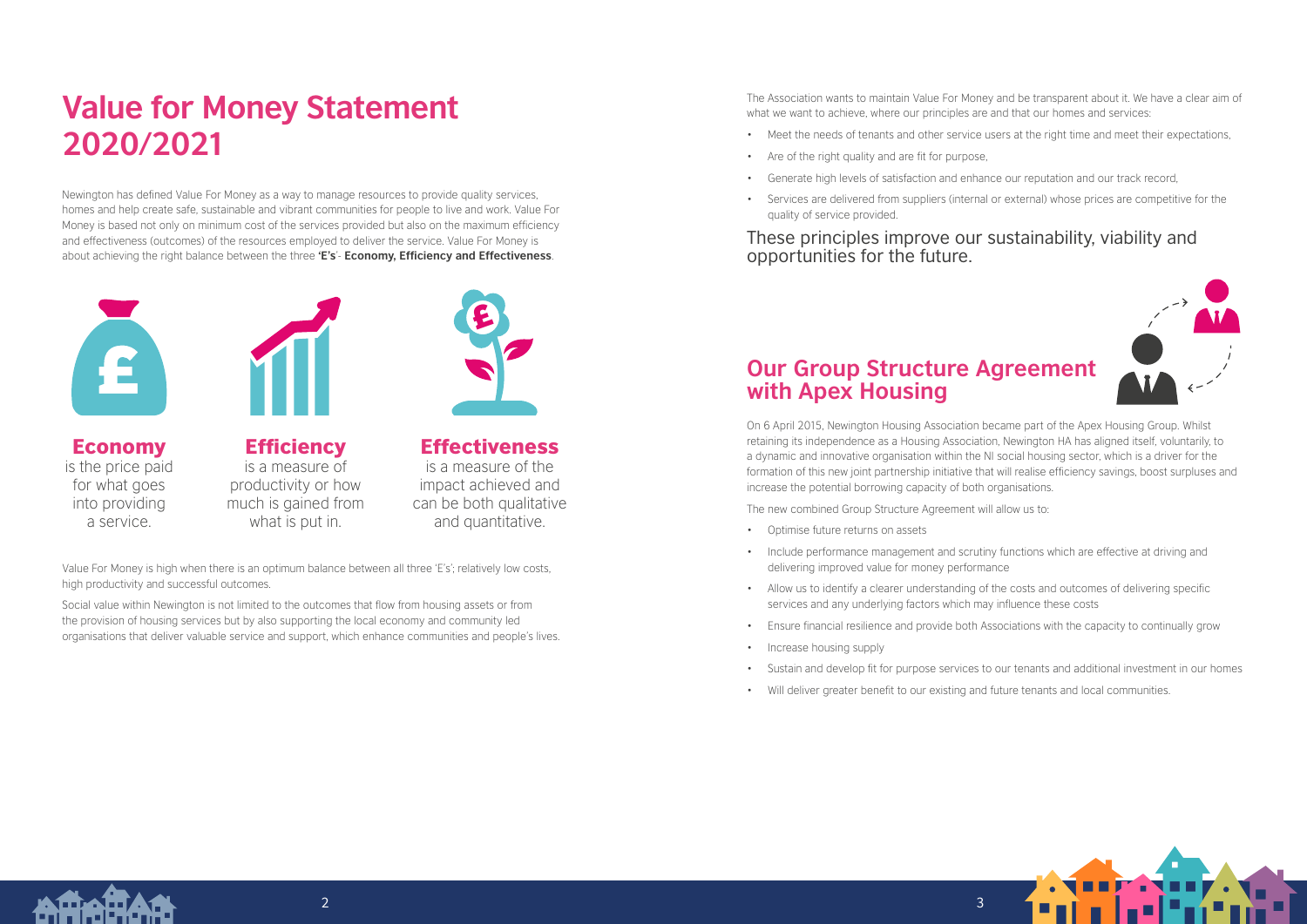# Value for Money Statement 2020/2021

Newington has defined Value For Money as a way to manage resources to provide quality services, homes and help create safe, sustainable and vibrant communities for people to live and work. Value For Money is based not only on minimum cost of the services provided but also on the maximum efficiency and effectiveness (outcomes) of the resources employed to deliver the service. Value For Money is about achieving the right balance between the three **'E's'- Economy, Efficiency and Effectiveness**.

**Economy**
is the price paid for what goes into providing a service.

**Efficiency**
is a measure of productivity or how much is gained from what is put in.

**Effectiveness**
is a measure of the impact achieved and can be both qualitative and quantitative.

Value For Money is high when there is an optimum balance between all three 'E's'; relatively low costs, high productivity and successful outcomes.

Social value within Newington is not limited to the outcomes that flow from housing assets or from the provision of housing services but by also supporting the local economy and community led organisations that deliver valuable service and support, which enhance communities and people's lives.

The Association wants to maintain Value For Money and be transparent about it. We have a clear aim of what we want to achieve, where our principles are and that our homes and services:

- Meet the needs of tenants and other service users at the right time and meet their expectations,
- Are of the right quality and are fit for purpose,
- Generate high levels of satisfaction and enhance our reputation and our track record,
- Services are delivered from suppliers (internal or external) whose prices are competitive for the quality of service provided.

These principles improve our sustainability, viability and opportunities for the future.

## Our Group Structure Agreement with Apex Housing

On 6 April 2015, Newington Housing Association became part of the Apex Housing Group. Whilst retaining its independence as a Housing Association, Newington HA has aligned itself, voluntarily, to a dynamic and innovative organisation within the NI social housing sector, which is a driver for the formation of this new joint partnership initiative that will realise efficiency savings, boost surpluses and increase the potential borrowing capacity of both organisations.

The new combined Group Structure Agreement will allow us to:

- Optimise future returns on assets
- Include performance management and scrutiny functions which are effective at driving and delivering improved value for money performance
- Allow us to identify a clearer understanding of the costs and outcomes of delivering specific services and any underlying factors which may influence these costs
- Ensure financial resilience and provide both Associations with the capacity to continually grow
- Increase housing supply
- Sustain and develop fit for purpose services to our tenants and additional investment in our homes
- Will deliver greater benefit to our existing and future tenants and local communities.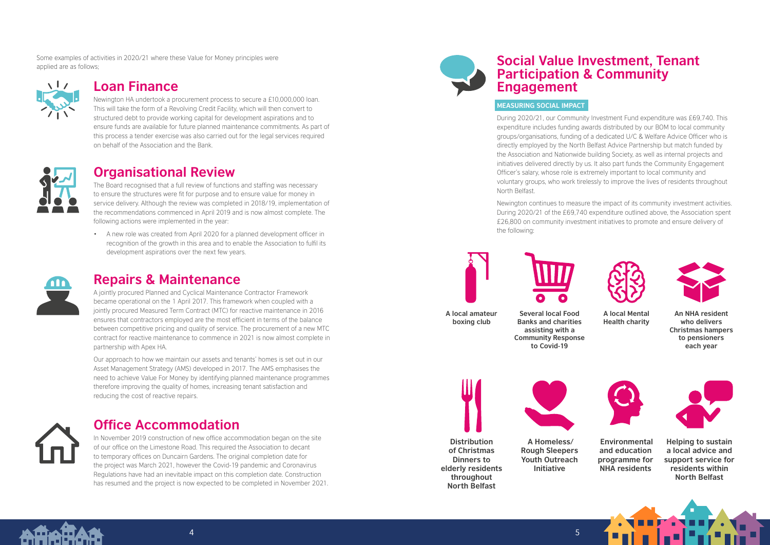Some examples of activities in 2020/21 where these Value for Money principles were applied are as follows;

## Loan Finance

Newington HA undertook a procurement process to secure a £10,000,000 loan. This will take the form of a Revolving Credit Facility, which will then convert to structured debt to provide working capital for development aspirations and to ensure funds are available for future planned maintenance commitments. As part of this process a tender exercise was also carried out for the legal services required on behalf of the Association and the Bank.

## Organisational Review

The Board recognised that a full review of functions and staffing was necessary to ensure the structures were fit for purpose and to ensure value for money in service delivery. Although the review was completed in 2018/19, implementation of the recommendations commenced in April 2019 and is now almost complete. The following actions were implemented in the year:

- A new role was created from April 2020 for a planned development officer in recognition of the growth in this area and to enable the Association to fulfil its development aspirations over the next few years.

## Repairs & Maintenance

A jointly procured Planned and Cyclical Maintenance Contractor Framework became operational on the 1 April 2017. This framework when coupled with a jointly procured Measured Term Contract (MTC) for reactive maintenance in 2016 ensures that contractors employed are the most efficient in terms of the balance between competitive pricing and quality of service. The procurement of a new MTC contract for reactive maintenance to commence in 2021 is now almost complete in partnership with Apex HA.

Our approach to how we maintain our assets and tenants' homes is set out in our Asset Management Strategy (AMS) developed in 2017. The AMS emphasises the need to achieve Value For Money by identifying planned maintenance programmes therefore improving the quality of homes, increasing tenant satisfaction and reducing the cost of reactive repairs.

## Office Accommodation

In November 2019 construction of new office accommodation began on the site of our office on the Limestone Road. This required the Association to decant to temporary offices on Duncairn Gardens. The original completion date for the project was March 2021, however the Covid-19 pandemic and Coronavirus Regulations have had an inevitable impact on this completion date. Construction has resumed and the project is now expected to be completed in November 2021.

## Social Value Investment, Tenant Participation & Community Engagement

### MEASURING SOCIAL IMPACT

During 2020/21, our Community Investment Fund expenditure was £69,740. This expenditure includes funding awards distributed by our BOM to local community groups/organisations, funding of a dedicated U/C & Welfare Advice Officer who is directly employed by the North Belfast Advice Partnership but match funded by the Association and Nationwide building Society, as well as internal projects and initiatives delivered directly by us. It also part funds the Community Engagement Officer's salary, whose role is extremely important to local community and voluntary groups, who work tirelessly to improve the lives of residents throughout North Belfast.

Newington continues to measure the impact of its community investment activities. During 2020/21 of the £69,740 expenditure outlined above, the Association spent £26,800 on community investment initiatives to promote and ensure delivery of the following:

- **A local amateur boxing club**
- **Several local Food Banks and charities assisting with a Community Response to Covid-19**
- **A local Mental Health charity**
- **An NHA resident who delivers Christmas hampers to pensioners each year**
- **Distribution of Christmas Dinners to elderly residents throughout North Belfast**
- **A Homeless/ Rough Sleepers Youth Outreach Initiative**
- **Environmental and education programme for NHA residents**
- **Helping to sustain a local advice and support service for residents within North Belfast**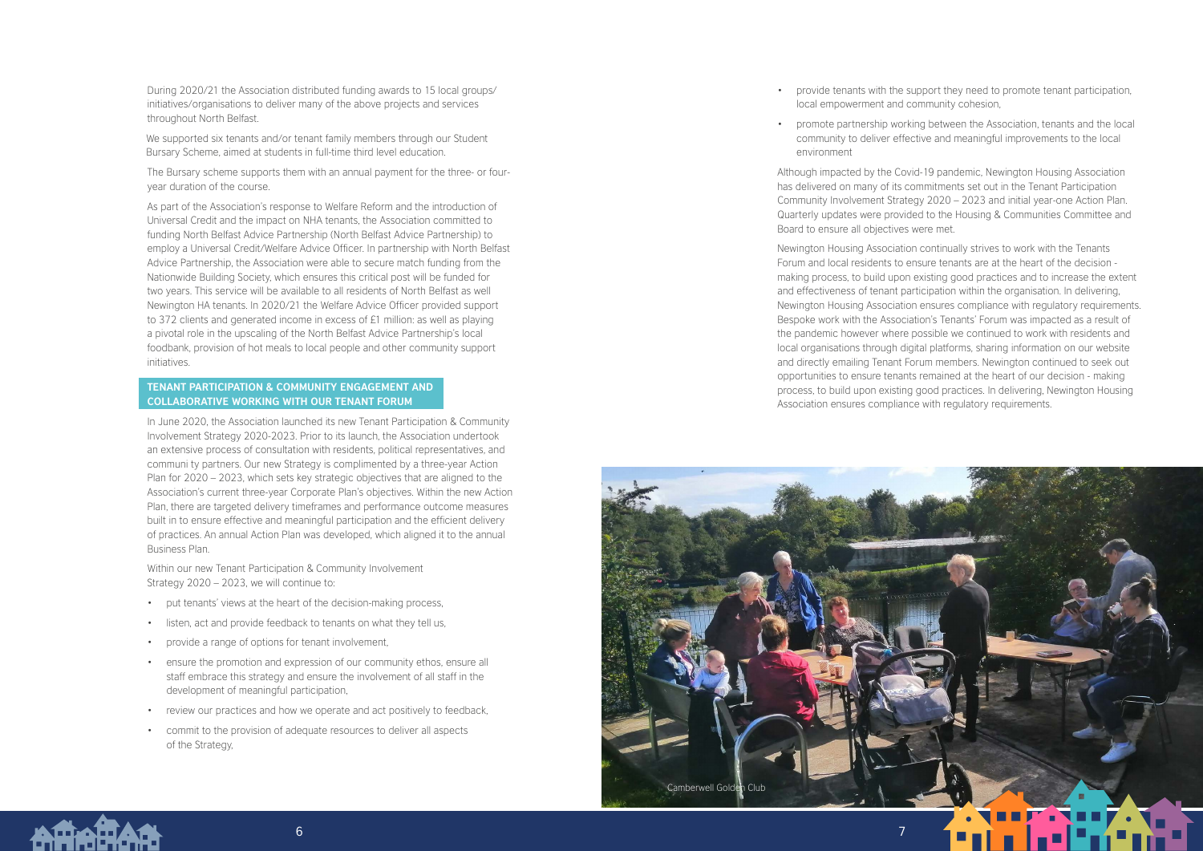During 2020/21 the Association distributed funding awards to 15 local groups/ initiatives/organisations to deliver many of the above projects and services throughout North Belfast.

We supported six tenants and/or tenant family members through our Student Bursary Scheme, aimed at students in full-time third level education.

The Bursary scheme supports them with an annual payment for the three- or four-year duration of the course.

As part of the Association's response to Welfare Reform and the introduction of Universal Credit and the impact on NHA tenants, the Association committed to funding North Belfast Advice Partnership (North Belfast Advice Partnership) to employ a Universal Credit/Welfare Advice Officer. In partnership with North Belfast Advice Partnership, the Association were able to secure match funding from the Nationwide Building Society, which ensures this critical post will be funded for two years. This service will be available to all residents of North Belfast as well Newington HA tenants. In 2020/21 the Welfare Advice Officer provided support to 372 clients and generated income in excess of £1 million: as well as playing a pivotal role in the upscaling of the North Belfast Advice Partnership's local foodbank, provision of hot meals to local people and other community support initiatives.

## TENANT PARTICIPATION & COMMUNITY ENGAGEMENT AND COLLABORATIVE WORKING WITH OUR TENANT FORUM

In June 2020, the Association launched its new Tenant Participation & Community Involvement Strategy 2020-2023. Prior to its launch, the Association undertook an extensive process of consultation with residents, political representatives, and communi ty partners. Our new Strategy is complimented by a three-year Action Plan for 2020 – 2023, which sets key strategic objectives that are aligned to the Association's current three-year Corporate Plan's objectives. Within the new Action Plan, there are targeted delivery timeframes and performance outcome measures built in to ensure effective and meaningful participation and the efficient delivery of practices. An annual Action Plan was developed, which aligned it to the annual Business Plan.

Within our new Tenant Participation & Community Involvement Strategy 2020 – 2023, we will continue to:

- put tenants' views at the heart of the decision-making process,
- listen, act and provide feedback to tenants on what they tell us,
- provide a range of options for tenant involvement,
- ensure the promotion and expression of our community ethos, ensure all staff embrace this strategy and ensure the involvement of all staff in the development of meaningful participation,
- review our practices and how we operate and act positively to feedback,
- commit to the provision of adequate resources to deliver all aspects of the Strategy,
- provide tenants with the support they need to promote tenant participation, local empowerment and community cohesion,
- promote partnership working between the Association, tenants and the local community to deliver effective and meaningful improvements to the local environment

Although impacted by the Covid-19 pandemic, Newington Housing Association has delivered on many of its commitments set out in the Tenant Participation Community Involvement Strategy 2020 – 2023 and initial year-one Action Plan. Quarterly updates were provided to the Housing & Communities Committee and Board to ensure all objectives were met.

Newington Housing Association continually strives to work with the Tenants Forum and local residents to ensure tenants are at the heart of the decision - making process, to build upon existing good practices and to increase the extent and effectiveness of tenant participation within the organisation. In delivering, Newington Housing Association ensures compliance with regulatory requirements. Bespoke work with the Association's Tenants' Forum was impacted as a result of the pandemic however where possible we continued to work with residents and local organisations through digital platforms, sharing information on our website and directly emailing Tenant Forum members. Newington continued to seek out opportunities to ensure tenants remained at the heart of our decision - making process, to build upon existing good practices. In delivering, Newington Housing Association ensures compliance with regulatory requirements.

Camberwell Golden Club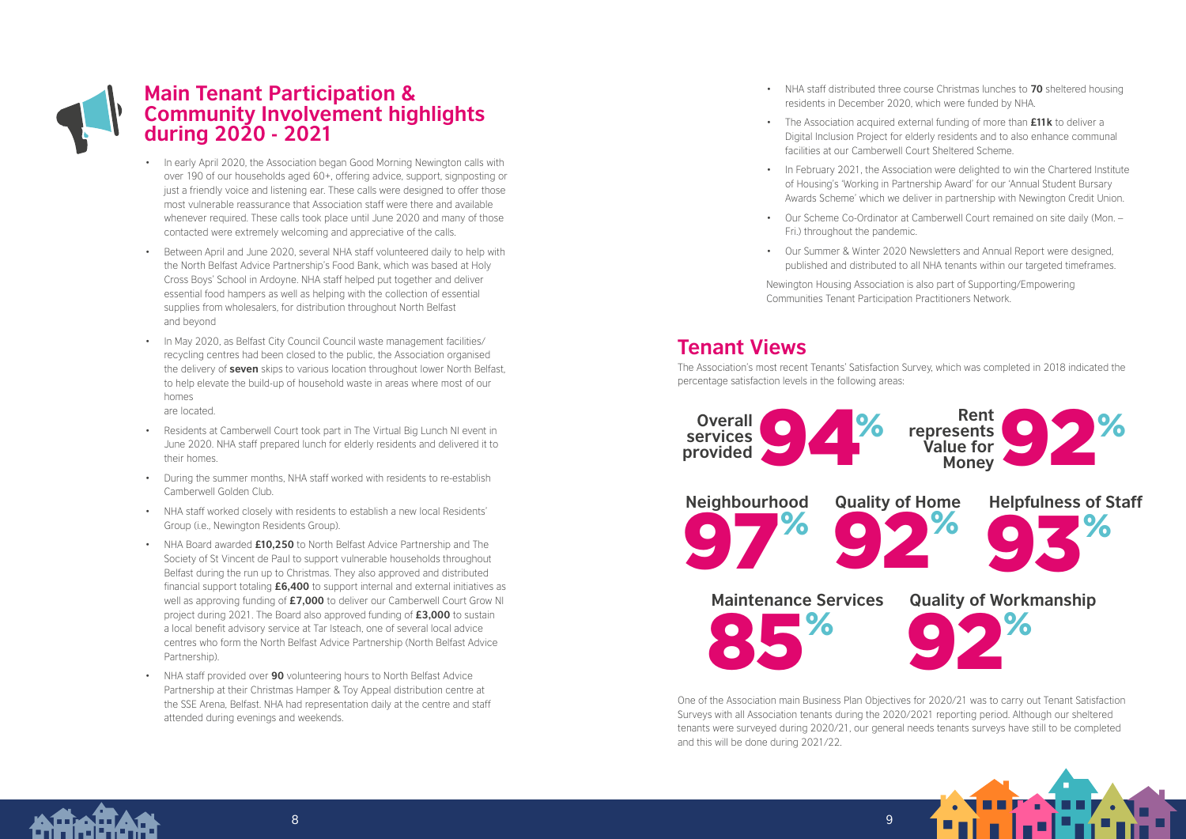## Main Tenant Participation & Community Involvement highlights during 2020 - 2021

- In early April 2020, the Association began Good Morning Newington calls with over 190 of our households aged 60+, offering advice, support, signposting or just a friendly voice and listening ear. These calls were designed to offer those most vulnerable reassurance that Association staff were there and available whenever required. These calls took place until June 2020 and many of those contacted were extremely welcoming and appreciative of the calls.
- Between April and June 2020, several NHA staff volunteered daily to help with the North Belfast Advice Partnership's Food Bank, which was based at Holy Cross Boys' School in Ardoyne. NHA staff helped put together and deliver essential food hampers as well as helping with the collection of essential supplies from wholesalers, for distribution throughout North Belfast and beyond
- In May 2020, as Belfast City Council Council waste management facilities/ recycling centres had been closed to the public, the Association organised the delivery of **seven** skips to various location throughout lower North Belfast, to help elevate the build-up of household waste in areas where most of our homes are located.
- Residents at Camberwell Court took part in The Virtual Big Lunch NI event in June 2020. NHA staff prepared lunch for elderly residents and delivered it to their homes.
- During the summer months, NHA staff worked with residents to re-establish Camberwell Golden Club.
- NHA staff worked closely with residents to establish a new local Residents' Group (i.e., Newington Residents Group).
- NHA Board awarded **£10,250** to North Belfast Advice Partnership and The Society of St Vincent de Paul to support vulnerable households throughout Belfast during the run up to Christmas. They also approved and distributed financial support totaling **£6,400** to support internal and external initiatives as well as approving funding of **£7,000** to deliver our Camberwell Court Grow NI project during 2021. The Board also approved funding of **£3,000** to sustain a local benefit advisory service at Tar Isteach, one of several local advice centres who form the North Belfast Advice Partnership (North Belfast Advice Partnership).
- NHA staff provided over **90** volunteering hours to North Belfast Advice Partnership at their Christmas Hamper & Toy Appeal distribution centre at the SSE Arena, Belfast. NHA had representation daily at the centre and staff attended during evenings and weekends.
- NHA staff distributed three course Christmas lunches to **70** sheltered housing residents in December 2020, which were funded by NHA.
- The Association acquired external funding of more than **£11k** to deliver a Digital Inclusion Project for elderly residents and to also enhance communal facilities at our Camberwell Court Sheltered Scheme.
- In February 2021, the Association were delighted to win the Chartered Institute of Housing's 'Working in Partnership Award' for our 'Annual Student Bursary Awards Scheme' which we deliver in partnership with Newington Credit Union.
- Our Scheme Co-Ordinator at Camberwell Court remained on site daily (Mon. – Fri.) throughout the pandemic.
- Our Summer & Winter 2020 Newsletters and Annual Report were designed, published and distributed to all NHA tenants within our targeted timeframes.

Newington Housing Association is also part of Supporting/Empowering Communities Tenant Participation Practitioners Network.

## Tenant Views

The Association's most recent Tenants' Satisfaction Survey, which was completed in 2018 indicated the percentage satisfaction levels in the following areas:

| Area | Satisfaction |
|---|---|
| Overall services provided | 94% |
| Rent represents Value for Money | 92% |
| Neighbourhood | 97% |
| Quality of Home | 92% |
| Helpfulness of Staff | 93% |
| Maintenance Services | 85% |
| Quality of Workmanship | 92% |

One of the Association main Business Plan Objectives for 2020/21 was to carry out Tenant Satisfaction Surveys with all Association tenants during the 2020/2021 reporting period. Although our sheltered tenants were surveyed during 2020/21, our general needs tenants surveys have still to be completed and this will be done during 2021/22.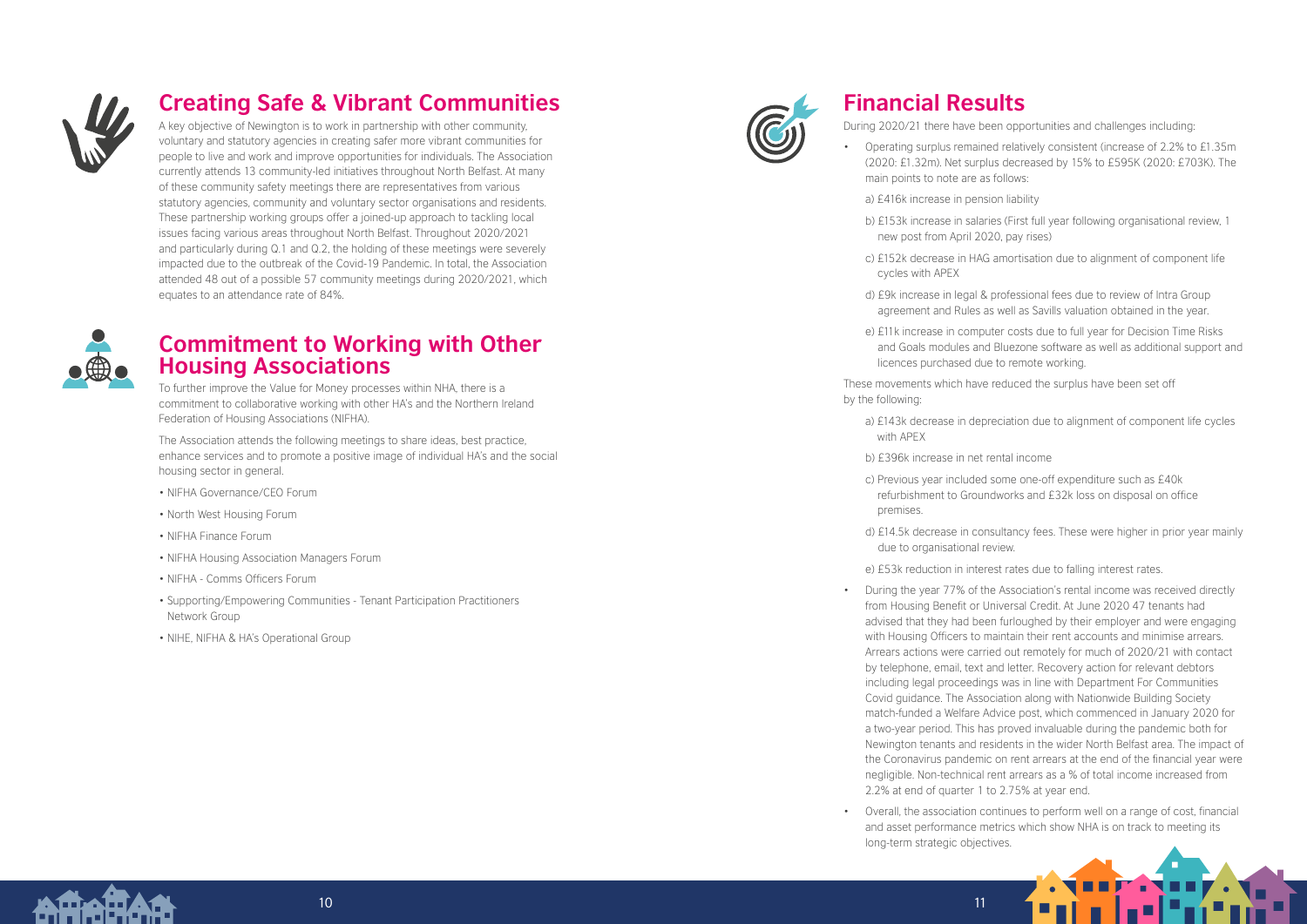## Creating Safe & Vibrant Communities

A key objective of Newington is to work in partnership with other community, voluntary and statutory agencies in creating safer more vibrant communities for people to live and work and improve opportunities for individuals. The Association currently attends 13 community-led initiatives throughout North Belfast. At many of these community safety meetings there are representatives from various statutory agencies, community and voluntary sector organisations and residents. These partnership working groups offer a joined-up approach to tackling local issues facing various areas throughout North Belfast. Throughout 2020/2021 and particularly during Q.1 and Q.2, the holding of these meetings were severely impacted due to the outbreak of the Covid-19 Pandemic. In total, the Association attended 48 out of a possible 57 community meetings during 2020/2021, which equates to an attendance rate of 84%.

## Commitment to Working with Other Housing Associations

To further improve the Value for Money processes within NHA, there is a commitment to collaborative working with other HA's and the Northern Ireland Federation of Housing Associations (NIFHA).

The Association attends the following meetings to share ideas, best practice, enhance services and to promote a positive image of individual HA's and the social housing sector in general.

- NIFHA Governance/CEO Forum
- North West Housing Forum
- NIFHA Finance Forum
- NIFHA Housing Association Managers Forum
- NIFHA - Comms Officers Forum
- Supporting/Empowering Communities - Tenant Participation Practitioners Network Group
- NIHE, NIFHA & HA's Operational Group

## Financial Results

During 2020/21 there have been opportunities and challenges including:

- Operating surplus remained relatively consistent (increase of 2.2% to £1.35m (2020: £1.32m). Net surplus decreased by 15% to £595K (2020: £703K). The main points to note are as follows:

  a) £416k increase in pension liability

  b) £153k increase in salaries (First full year following organisational review, 1 new post from April 2020, pay rises)

  c) £152k decrease in HAG amortisation due to alignment of component life cycles with APEX

  d) £9k increase in legal & professional fees due to review of Intra Group agreement and Rules as well as Savills valuation obtained in the year.

  e) £11k increase in computer costs due to full year for Decision Time Risks and Goals modules and Bluezone software as well as additional support and licences purchased due to remote working.

  These movements which have reduced the surplus have been set off by the following:

  a) £143k decrease in depreciation due to alignment of component life cycles with APEX

  b) £396k increase in net rental income

  c) Previous year included some one-off expenditure such as £40k refurbishment to Groundworks and £32k loss on disposal on office premises.

  d) £14.5k decrease in consultancy fees. These were higher in prior year mainly due to organisational review.

  e) £53k reduction in interest rates due to falling interest rates.

- During the year 77% of the Association's rental income was received directly from Housing Benefit or Universal Credit. At June 2020 47 tenants had advised that they had been furloughed by their employer and were engaging with Housing Officers to maintain their rent accounts and minimise arrears. Arrears actions were carried out remotely for much of 2020/21 with contact by telephone, email, text and letter. Recovery action for relevant debtors including legal proceedings was in line with Department For Communities Covid guidance. The Association along with Nationwide Building Society match-funded a Welfare Advice post, which commenced in January 2020 for a two-year period. This has proved invaluable during the pandemic both for Newington tenants and residents in the wider North Belfast area. The impact of the Coronavirus pandemic on rent arrears at the end of the financial year were negligible. Non-technical rent arrears as a % of total income increased from 2.2% at end of quarter 1 to 2.75% at year end.

- Overall, the association continues to perform well on a range of cost, financial and asset performance metrics which show NHA is on track to meeting its long-term strategic objectives.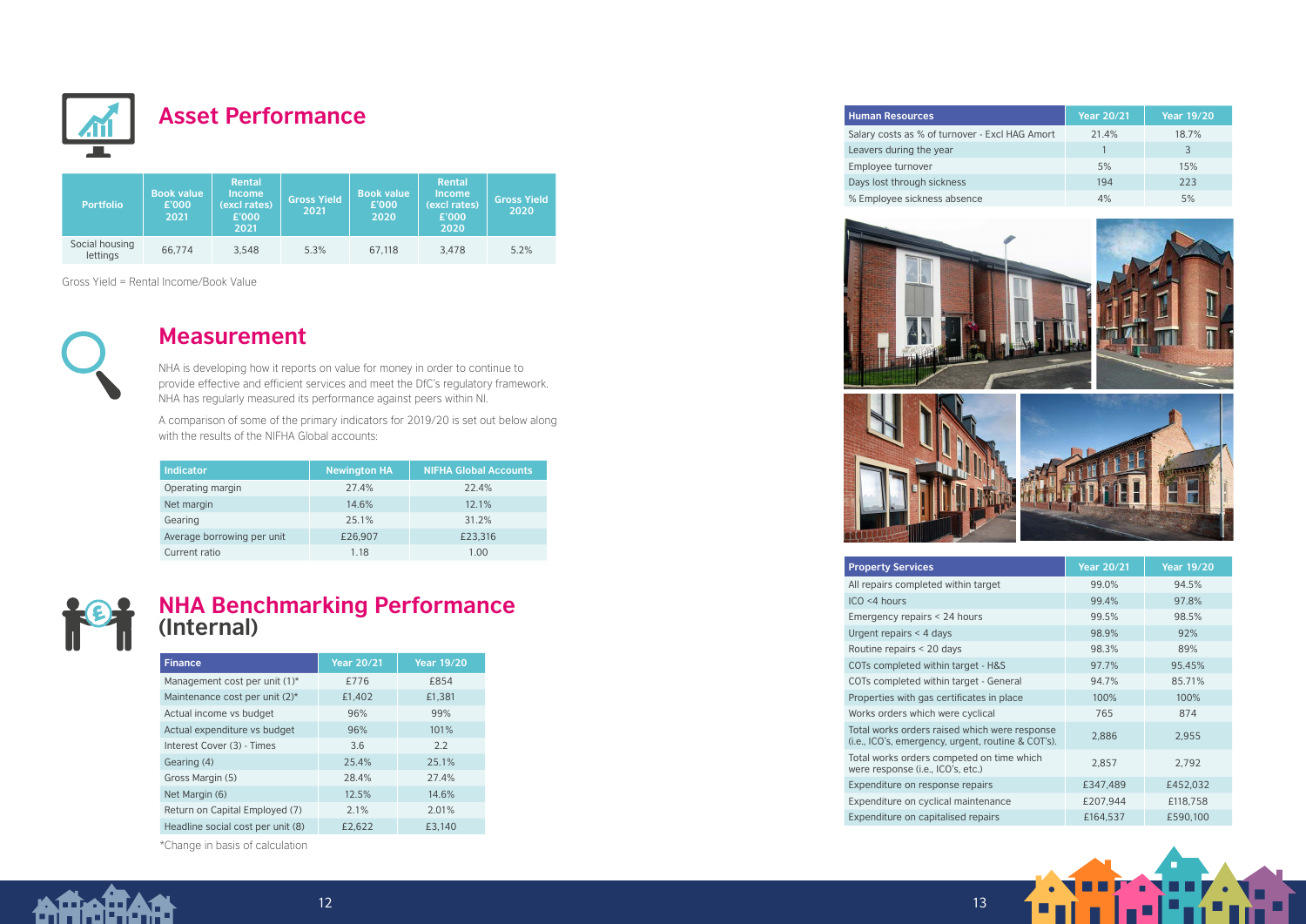## Asset Performance

| Portfolio | Book value £'000 2021 | Rental Income (excl rates) £'000 2021 | Gross Yield 2021 | Book value £'000 2020 | Rental Income (excl rates) £'000 2020 | Gross Yield 2020 |
|---|---|---|---|---|---|---|
| Social housing lettings | 66,774 | 3,548 | 5.3% | 67,118 | 3,478 | 5.2% |

Gross Yield = Rental Income/Book Value

## Measurement

NHA is developing how it reports on value for money in order to continue to provide effective and efficient services and meet the DfC's regulatory framework. NHA has regularly measured its performance against peers within NI.

A comparison of some of the primary indicators for 2019/20 is set out below along with the results of the NIFHA Global accounts:

| Indicator | Newington HA | NIFHA Global Accounts |
|---|---|---|
| Operating margin | 27.4% | 22.4% |
| Net margin | 14.6% | 12.1% |
| Gearing | 25.1% | 31.2% |
| Average borrowing per unit | £26,907 | £23,316 |
| Current ratio | 1.18 | 1.00 |

## NHA Benchmarking Performance (Internal)

| Finance | Year 20/21 | Year 19/20 |
|---|---|---|
| Management cost per unit (1)* | £776 | £854 |
| Maintenance cost per unit (2)* | £1,402 | £1,381 |
| Actual income vs budget | 96% | 99% |
| Actual expenditure vs budget | 96% | 101% |
| Interest Cover (3) - Times | 3.6 | 2.2 |
| Gearing (4) | 25.4% | 25.1% |
| Gross Margin (5) | 28.4% | 27.4% |
| Net Margin (6) | 12.5% | 14.6% |
| Return on Capital Employed (7) | 2.1% | 2.01% |
| Headline social cost per unit (8) | £2,622 | £3,140 |

*Change in basis of calculation

| Human Resources | Year 20/21 | Year 19/20 |
|---|---|---|
| Salary costs as % of turnover - Excl HAG Amort | 21.4% | 18.7% |
| Leavers during the year | 1 | 3 |
| Employee turnover | 5% | 15% |
| Days lost through sickness | 194 | 223 |
| % Employee sickness absence | 4% | 5% |

| Property Services | Year 20/21 | Year 19/20 |
|---|---|---|
| All repairs completed within target | 99.0% | 94.5% |
| ICO <4 hours | 99.4% | 97.8% |
| Emergency repairs < 24 hours | 99.5% | 98.5% |
| Urgent repairs < 4 days | 98.9% | 92% |
| Routine repairs < 20 days | 98.3% | 89% |
| COTs completed within target - H&S | 97.7% | 95.45% |
| COTs completed within target - General | 94.7% | 85.71% |
| Properties with gas certificates in place | 100% | 100% |
| Works orders which were cyclical | 765 | 874 |
| Total works orders raised which were response (i.e., ICO's, emergency, urgent, routine & COT's). | 2,886 | 2,955 |
| Total works orders competed on time which were response (i.e., ICO's, etc.) | 2,857 | 2,792 |
| Expenditure on response repairs | £347,489 | £452,032 |
| Expenditure on cyclical maintenance | £207,944 | £118,758 |
| Expenditure on capitalised repairs | £164,537 | £590,100 |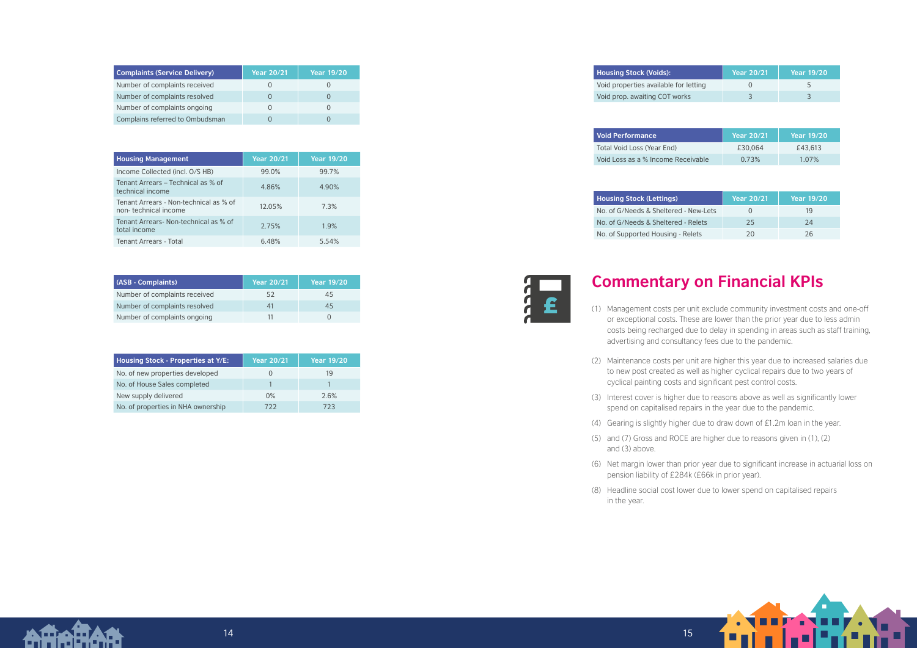| Complaints (Service Delivery) | Year 20/21 | Year 19/20 |
|---|---|---|
| Number of complaints received | 0 | 0 |
| Number of complaints resolved | 0 | 0 |
| Number of complaints ongoing | 0 | 0 |
| Complains referred to Ombudsman | 0 | 0 |

| Housing Management | Year 20/21 | Year 19/20 |
|---|---|---|
| Income Collected (incl. O/S HB) | 99.0% | 99.7% |
| Tenant Arrears – Technical as % of technical income | 4.86% | 4.90% |
| Tenant Arrears - Non-technical as % of non- technical income | 12.05% | 7.3% |
| Tenant Arrears- Non-technical as % of total income | 2.75% | 1.9% |
| Tenant Arrears - Total | 6.48% | 5.54% |

| (ASB - Complaints) | Year 20/21 | Year 19/20 |
|---|---|---|
| Number of complaints received | 52 | 45 |
| Number of complaints resolved | 41 | 45 |
| Number of complaints ongoing | 11 | 0 |

| Housing Stock - Properties at Y/E: | Year 20/21 | Year 19/20 |
|---|---|---|
| No. of new properties developed | 0 | 19 |
| No. of House Sales completed | 1 | 1 |
| New supply delivered | 0% | 2.6% |
| No. of properties in NHA ownership | 722 | 723 |

| Housing Stock (Voids): | Year 20/21 | Year 19/20 |
|---|---|---|
| Void properties available for letting | 0 | 5 |
| Void prop. awaiting COT works | 3 | 3 |

| Void Performance | Year 20/21 | Year 19/20 |
|---|---|---|
| Total Void Loss (Year End) | £30,064 | £43,613 |
| Void Loss as a % Income Receivable | 0.73% | 1.07% |

| Housing Stock (Lettings) | Year 20/21 | Year 19/20 |
|---|---|---|
| No. of G/Needs & Sheltered - New-Lets | 0 | 19 |
| No. of G/Needs & Sheltered - Relets | 25 | 24 |
| No. of Supported Housing - Relets | 20 | 26 |

# Commentary on Financial KPIs

(1) Management costs per unit exclude community investment costs and one-off or exceptional costs. These are lower than the prior year due to less admin costs being recharged due to delay in spending in areas such as staff training, advertising and consultancy fees due to the pandemic.

(2) Maintenance costs per unit are higher this year due to increased salaries due to new post created as well as higher cyclical repairs due to two years of cyclical painting costs and significant pest control costs.

(3) Interest cover is higher due to reasons above as well as significantly lower spend on capitalised repairs in the year due to the pandemic.

(4) Gearing is slightly higher due to draw down of £1.2m loan in the year.

(5) and (7) Gross and ROCE are higher due to reasons given in (1), (2) and (3) above.

(6) Net margin lower than prior year due to significant increase in actuarial loss on pension liability of £284k (£66k in prior year).

(8) Headline social cost lower due to lower spend on capitalised repairs in the year.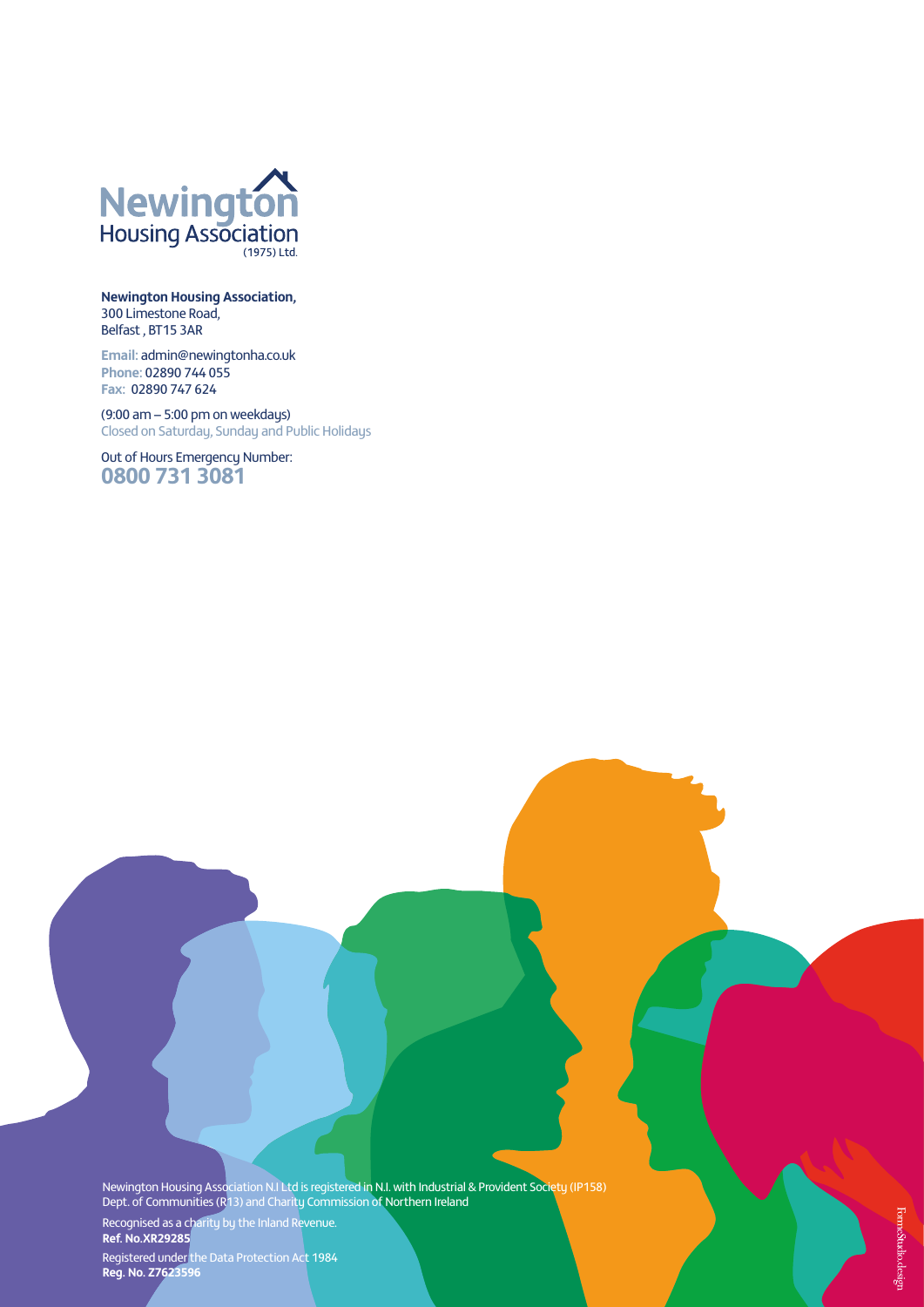Newington Housing Association (1975) Ltd.

**Newington Housing Association,**
300 Limestone Road,
Belfast , BT15 3AR

Email: admin@newingtonha.co.uk
Phone: 02890 744 055
Fax: 02890 747 624

(9:00 am – 5:00 pm on weekdays)
Closed on Saturday, Sunday and Public Holidays

Out of Hours Emergency Number:
**0800 731 3081**

Newington Housing Association N.I Ltd is registered in N.I. with Industrial & Provident Society (IP158) Dept. of Communities (R13) and Charity Commission of Northern Ireland

Recognised as a charity by the Inland Revenue.
**Ref. No.XR29285**

Registered under the Data Protection Act 1984
**Reg. No. Z7623596**

FormeStudio.design